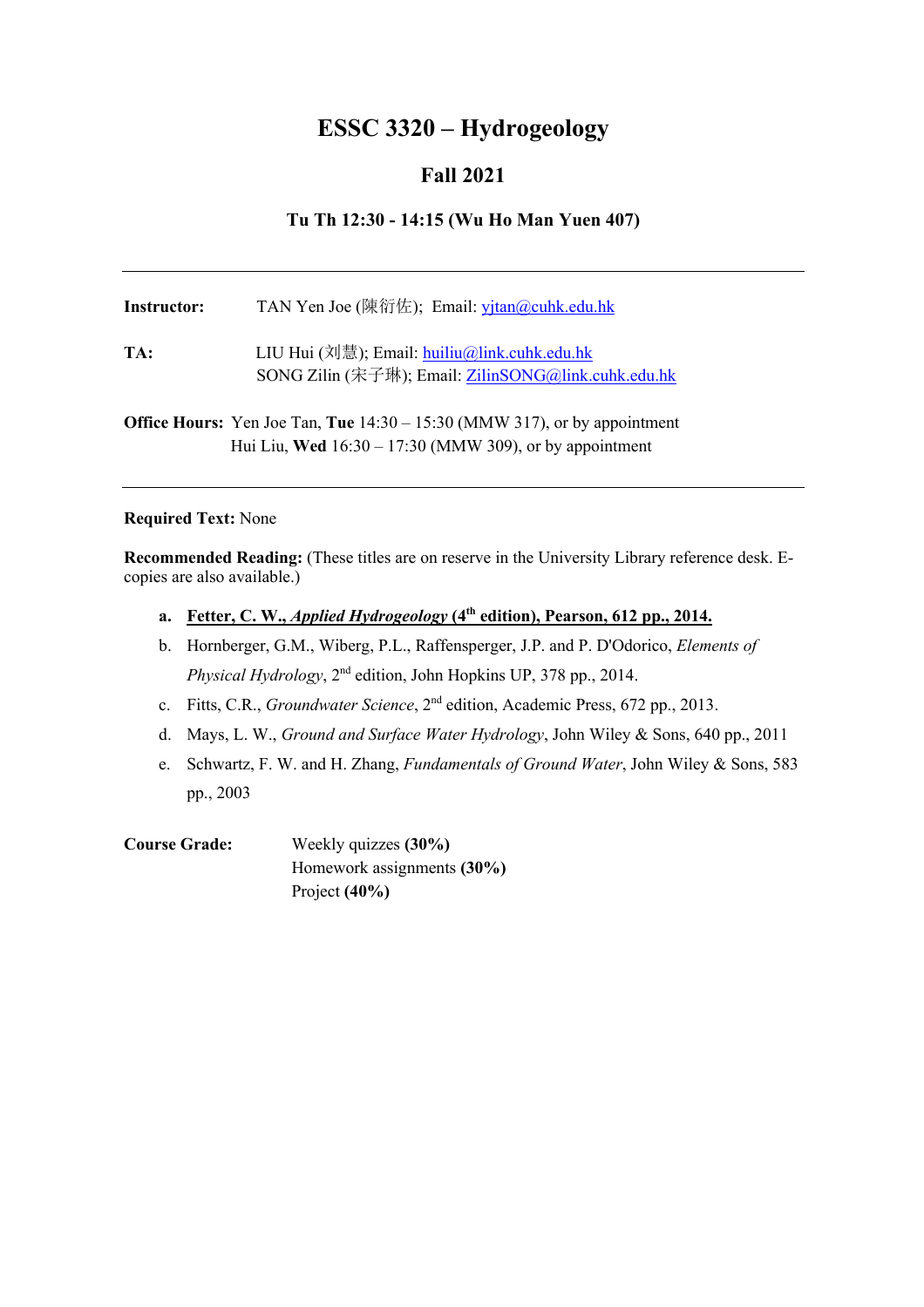# ESSC 3320 – Hydrogeology

## Fall 2021

### Tu Th 12:30 - 14:15 (Wu Ho Man Yuen 407)

---

**Instructor:** TAN Yen Joe (陳衍佐); Email: yjtan@cuhk.edu.hk

**TA:** LIU Hui (刘慧); Email: huiliu@link.cuhk.edu.hk
SONG Zilin (宋子琳); Email: ZilinSONG@link.cuhk.edu.hk

**Office Hours:** Yen Joe Tan, **Tue** 14:30 – 15:30 (MMW 317), or by appointment
Hui Liu, **Wed** 16:30 – 17:30 (MMW 309), or by appointment

---

**Required Text:** None

**Recommended Reading:** (These titles are on reserve in the University Library reference desk. E-copies are also available.)

- **a. Fetter, C. W., *Applied Hydrogeology* (4th edition), Pearson, 612 pp., 2014.**
- b. Hornberger, G.M., Wiberg, P.L., Raffensperger, J.P. and P. D'Odorico, *Elements of Physical Hydrology*, 2nd edition, John Hopkins UP, 378 pp., 2014.
- c. Fitts, C.R., *Groundwater Science*, 2nd edition, Academic Press, 672 pp., 2013.
- d. Mays, L. W., *Ground and Surface Water Hydrology*, John Wiley & Sons, 640 pp., 2011
- e. Schwartz, F. W. and H. Zhang, *Fundamentals of Ground Water*, John Wiley & Sons, 583 pp., 2003

**Course Grade:**
Weekly quizzes **(30%)**
Homework assignments **(30%)**
Project **(40%)**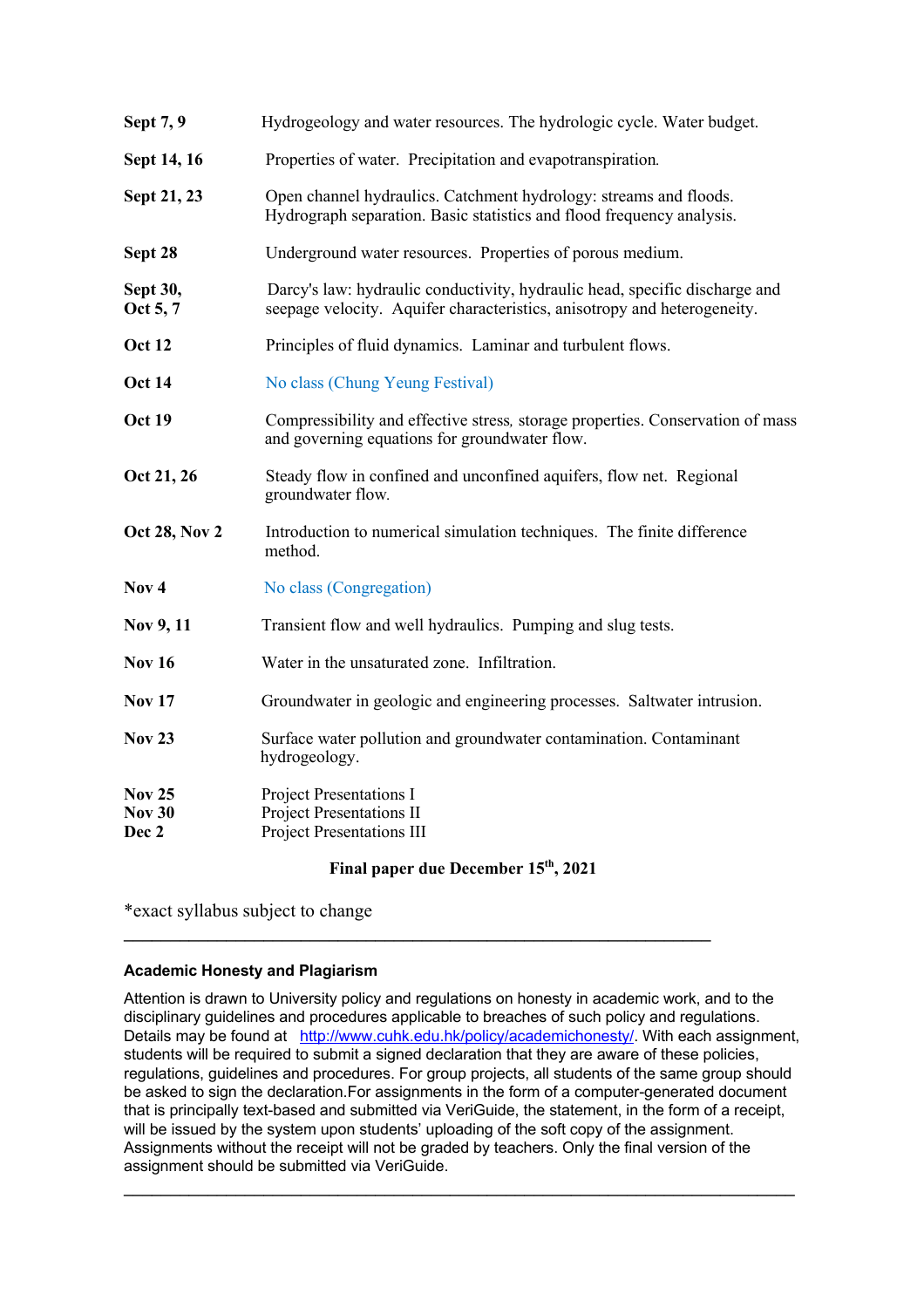| | |
|---|---|
| **Sept 7, 9** | Hydrogeology and water resources. The hydrologic cycle. Water budget. |
| **Sept 14, 16** | Properties of water. Precipitation and evapotranspiration. |
| **Sept 21, 23** | Open channel hydraulics. Catchment hydrology: streams and floods. Hydrograph separation. Basic statistics and flood frequency analysis. |
| **Sept 28** | Underground water resources. Properties of porous medium. |
| **Sept 30, Oct 5, 7** | Darcy's law: hydraulic conductivity, hydraulic head, specific discharge and seepage velocity. Aquifer characteristics, anisotropy and heterogeneity. |
| **Oct 12** | Principles of fluid dynamics. Laminar and turbulent flows. |
| **Oct 14** | No class (Chung Yeung Festival) |
| **Oct 19** | Compressibility and effective stress, storage properties. Conservation of mass and governing equations for groundwater flow. |
| **Oct 21, 26** | Steady flow in confined and unconfined aquifers, flow net. Regional groundwater flow. |
| **Oct 28, Nov 2** | Introduction to numerical simulation techniques. The finite difference method. |
| **Nov 4** | No class (Congregation) |
| **Nov 9, 11** | Transient flow and well hydraulics. Pumping and slug tests. |
| **Nov 16** | Water in the unsaturated zone. Infiltration. |
| **Nov 17** | Groundwater in geologic and engineering processes. Saltwater intrusion. |
| **Nov 23** | Surface water pollution and groundwater contamination. Contaminant hydrogeology. |
| **Nov 25** | Project Presentations I |
| **Nov 30** | Project Presentations II |
| **Dec 2** | Project Presentations III |

**Final paper due December 15th, 2021**

*exact syllabus subject to change

---

**Academic Honesty and Plagiarism**

Attention is drawn to University policy and regulations on honesty in academic work, and to the disciplinary guidelines and procedures applicable to breaches of such policy and regulations. Details may be found at http://www.cuhk.edu.hk/policy/academichonesty/. With each assignment, students will be required to submit a signed declaration that they are aware of these policies, regulations, guidelines and procedures. For group projects, all students of the same group should be asked to sign the declaration.For assignments in the form of a computer-generated document that is principally text-based and submitted via VeriGuide, the statement, in the form of a receipt, will be issued by the system upon students' uploading of the soft copy of the assignment. Assignments without the receipt will not be graded by teachers. Only the final version of the assignment should be submitted via VeriGuide.

---